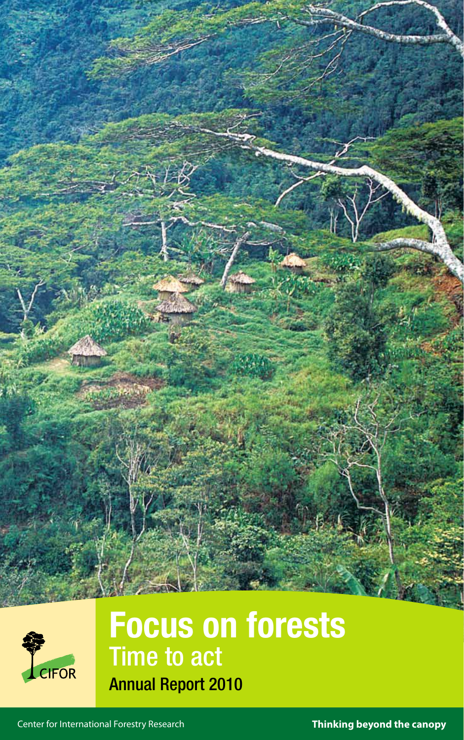# Focus on forests

## Time to act

### Annual Report 2010

CIFOR

Center for International Forestry Research

**Thinking beyond the canopy**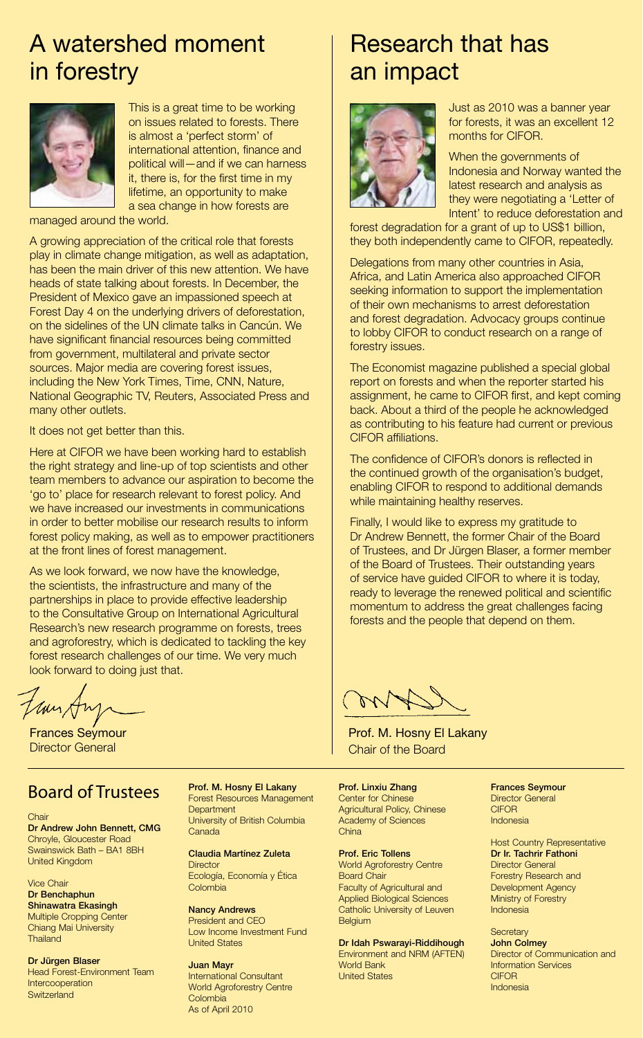# A watershed moment in forestry

This is a great time to be working on issues related to forests. There is almost a 'perfect storm' of international attention, finance and political will—and if we can harness it, there is, for the first time in my lifetime, an opportunity to make a sea change in how forests are managed around the world.

A growing appreciation of the critical role that forests play in climate change mitigation, as well as adaptation, has been the main driver of this new attention. We have heads of state talking about forests. In December, the President of Mexico gave an impassioned speech at Forest Day 4 on the underlying drivers of deforestation, on the sidelines of the UN climate talks in Cancún. We have significant financial resources being committed from government, multilateral and private sector sources. Major media are covering forest issues, including the New York Times, Time, CNN, Nature, National Geographic TV, Reuters, Associated Press and many other outlets.

It does not get better than this.

Here at CIFOR we have been working hard to establish the right strategy and line-up of top scientists and other team members to advance our aspiration to become the 'go to' place for research relevant to forest policy. And we have increased our investments in communications in order to better mobilise our research results to inform forest policy making, as well as to empower practitioners at the front lines of forest management.

As we look forward, we now have the knowledge, the scientists, the infrastructure and many of the partnerships in place to provide effective leadership to the Consultative Group on International Agricultural Research's new research programme on forests, trees and agroforestry, which is dedicated to tackling the key forest research challenges of our time. We very much look forward to doing just that.

Frances Seymour
Director General

# Research that has an impact

Just as 2010 was a banner year for forests, it was an excellent 12 months for CIFOR.

When the governments of Indonesia and Norway wanted the latest research and analysis as they were negotiating a 'Letter of Intent' to reduce deforestation and forest degradation for a grant of up to US$1 billion, they both independently came to CIFOR, repeatedly.

Delegations from many other countries in Asia, Africa, and Latin America also approached CIFOR seeking information to support the implementation of their own mechanisms to arrest deforestation and forest degradation. Advocacy groups continue to lobby CIFOR to conduct research on a range of forestry issues.

The Economist magazine published a special global report on forests and when the reporter started his assignment, he came to CIFOR first, and kept coming back. About a third of the people he acknowledged as contributing to his feature had current or previous CIFOR affiliations.

The confidence of CIFOR's donors is reflected in the continued growth of the organisation's budget, enabling CIFOR to respond to additional demands while maintaining healthy reserves.

Finally, I would like to express my gratitude to Dr Andrew Bennett, the former Chair of the Board of Trustees, and Dr Jürgen Blaser, a former member of the Board of Trustees. Their outstanding years of service have guided CIFOR to where it is today, ready to leverage the renewed political and scientific momentum to address the great challenges facing forests and the people that depend on them.

Prof. M. Hosny El Lakany
Chair of the Board

## Board of Trustees

Chair
**Dr Andrew John Bennett, CMG**
Chroyle, Gloucester Road
Swainswick Bath – BA1 8BH
United Kingdom

Vice Chair
**Dr Benchaphun Shinawatra Ekasingh**
Multiple Cropping Center
Chiang Mai University
Thailand

**Dr Jürgen Blaser**
Head Forest-Environment Team
Intercooperation
Switzerland

**Prof. M. Hosny El Lakany**
Forest Resources Management Department
University of British Columbia
Canada

**Claudia Martínez Zuleta**
Director
Ecología, Economía y Ética
Colombia

**Nancy Andrews**
President and CEO
Low Income Investment Fund
United States

**Juan Mayr**
International Consultant
World Agroforestry Centre
Colombia
As of April 2010

**Prof. Linxiu Zhang**
Center for Chinese Agricultural Policy, Chinese Academy of Sciences
China

**Prof. Eric Tollens**
World Agroforestry Centre
Board Chair
Faculty of Agricultural and Applied Biological Sciences
Catholic University of Leuven
Belgium

**Dr Idah Pswarayi-Riddihough**
Environment and NRM (AFTEN)
World Bank
United States

**Frances Seymour**
Director General
CIFOR
Indonesia

Host Country Representative
**Dr Ir. Tachrir Fathoni**
Director General
Forestry Research and Development Agency
Ministry of Forestry
Indonesia

Secretary
**John Colmey**
Director of Communication and Information Services
CIFOR
Indonesia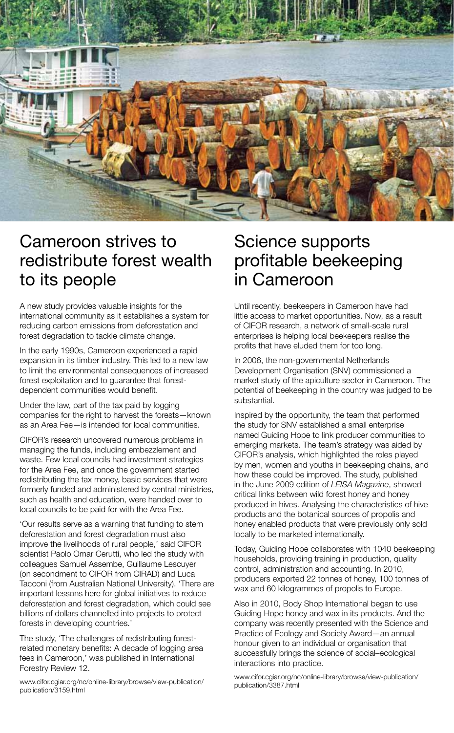# Cameroon strives to redistribute forest wealth to its people

A new study provides valuable insights for the international community as it establishes a system for reducing carbon emissions from deforestation and forest degradation to tackle climate change.

In the early 1990s, Cameroon experienced a rapid expansion in its timber industry. This led to a new law to limit the environmental consequences of increased forest exploitation and to guarantee that forest-dependent communities would benefit.

Under the law, part of the tax paid by logging companies for the right to harvest the forests—known as an Area Fee—is intended for local communities.

CIFOR's research uncovered numerous problems in managing the funds, including embezzlement and waste. Few local councils had investment strategies for the Area Fee, and once the government started redistributing the tax money, basic services that were formerly funded and administered by central ministries, such as health and education, were handed over to local councils to be paid for with the Area Fee.

'Our results serve as a warning that funding to stem deforestation and forest degradation must also improve the livelihoods of rural people,' said CIFOR scientist Paolo Omar Cerutti, who led the study with colleagues Samuel Assembe, Guillaume Lescuyer (on secondment to CIFOR from CIRAD) and Luca Tacconi (from Australian National University). 'There are important lessons here for global initiatives to reduce deforestation and forest degradation, which could see billions of dollars channelled into projects to protect forests in developing countries.'

The study, 'The challenges of redistributing forest-related monetary benefits: A decade of logging area fees in Cameroon,' was published in International Forestry Review 12.

www.cifor.cgiar.org/nc/online-library/browse/view-publication/publication/3159.html

# Science supports profitable beekeeping in Cameroon

Until recently, beekeepers in Cameroon have had little access to market opportunities. Now, as a result of CIFOR research, a network of small-scale rural enterprises is helping local beekeepers realise the profits that have eluded them for too long.

In 2006, the non-governmental Netherlands Development Organisation (SNV) commissioned a market study of the apiculture sector in Cameroon. The potential of beekeeping in the country was judged to be substantial.

Inspired by the opportunity, the team that performed the study for SNV established a small enterprise named Guiding Hope to link producer communities to emerging markets. The team's strategy was aided by CIFOR's analysis, which highlighted the roles played by men, women and youths in beekeeping chains, and how these could be improved. The study, published in the June 2009 edition of *LEISA Magazine*, showed critical links between wild forest honey and honey produced in hives. Analysing the characteristics of hive products and the botanical sources of propolis and honey enabled products that were previously only sold locally to be marketed internationally.

Today, Guiding Hope collaborates with 1040 beekeeping households, providing training in production, quality control, administration and accounting. In 2010, producers exported 22 tonnes of honey, 100 tonnes of wax and 60 kilogrammes of propolis to Europe.

Also in 2010, Body Shop International began to use Guiding Hope honey and wax in its products. And the company was recently presented with the Science and Practice of Ecology and Society Award—an annual honour given to an individual or organisation that successfully brings the science of social–ecological interactions into practice.

www.cifor.cgiar.org/nc/online-library/browse/view-publication/publication/3387.html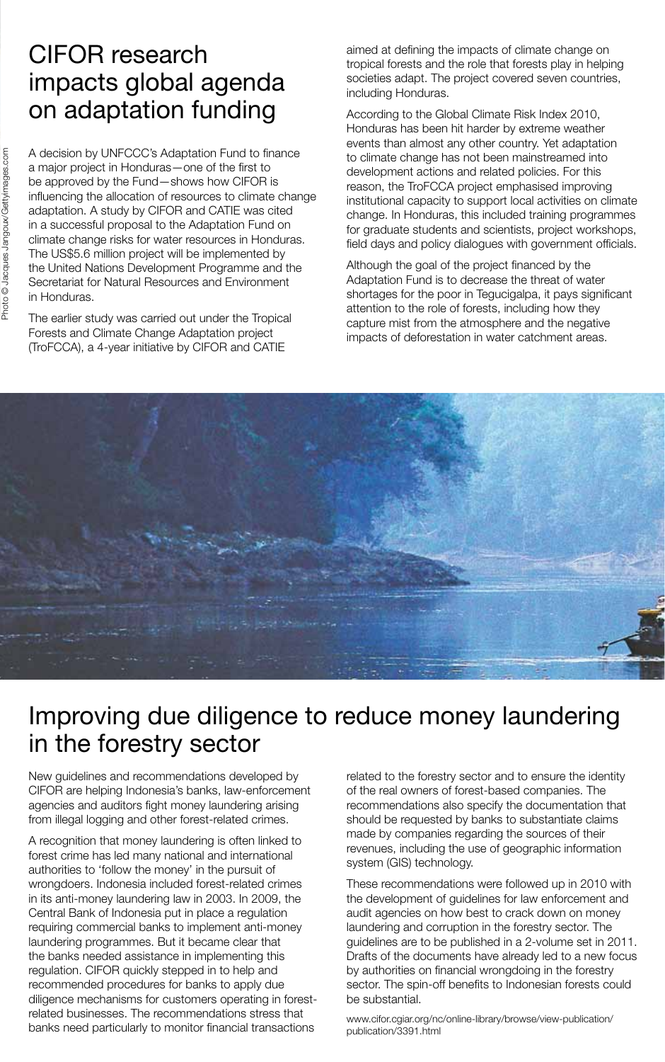# CIFOR research impacts global agenda on adaptation funding

A decision by UNFCCC's Adaptation Fund to finance a major project in Honduras—one of the first to be approved by the Fund—shows how CIFOR is influencing the allocation of resources to climate change adaptation. A study by CIFOR and CATIE was cited in a successful proposal to the Adaptation Fund on climate change risks for water resources in Honduras. The US$5.6 million project will be implemented by the United Nations Development Programme and the Secretariat for Natural Resources and Environment in Honduras.

The earlier study was carried out under the Tropical Forests and Climate Change Adaptation project (TroFCCA), a 4-year initiative by CIFOR and CATIE aimed at defining the impacts of climate change on tropical forests and the role that forests play in helping societies adapt. The project covered seven countries, including Honduras.

According to the Global Climate Risk Index 2010, Honduras has been hit harder by extreme weather events than almost any other country. Yet adaptation to climate change has not been mainstreamed into development actions and related policies. For this reason, the TroFCCA project emphasised improving institutional capacity to support local activities on climate change. In Honduras, this included training programmes for graduate students and scientists, project workshops, field days and policy dialogues with government officials.

Although the goal of the project financed by the Adaptation Fund is to decrease the threat of water shortages for the poor in Tegucigalpa, it pays significant attention to the role of forests, including how they capture mist from the atmosphere and the negative impacts of deforestation in water catchment areas.

Photo © Jacques Jangoux/Gettyimages.com

# Improving due diligence to reduce money laundering in the forestry sector

New guidelines and recommendations developed by CIFOR are helping Indonesia's banks, law-enforcement agencies and auditors fight money laundering arising from illegal logging and other forest-related crimes.

A recognition that money laundering is often linked to forest crime has led many national and international authorities to 'follow the money' in the pursuit of wrongdoers. Indonesia included forest-related crimes in its anti-money laundering law in 2003. In 2009, the Central Bank of Indonesia put in place a regulation requiring commercial banks to implement anti-money laundering programmes. But it became clear that the banks needed assistance in implementing this regulation. CIFOR quickly stepped in to help and recommended procedures for banks to apply due diligence mechanisms for customers operating in forest-related businesses. The recommendations stress that banks need particularly to monitor financial transactions related to the forestry sector and to ensure the identity of the real owners of forest-based companies. The recommendations also specify the documentation that should be requested by banks to substantiate claims made by companies regarding the sources of their revenues, including the use of geographic information system (GIS) technology.

These recommendations were followed up in 2010 with the development of guidelines for law enforcement and audit agencies on how best to crack down on money laundering and corruption in the forestry sector. The guidelines are to be published in a 2-volume set in 2011. Drafts of the documents have already led to a new focus by authorities on financial wrongdoing in the forestry sector. The spin-off benefits to Indonesian forests could be substantial.

www.cifor.cgiar.org/nc/online-library/browse/view-publication/publication/3391.html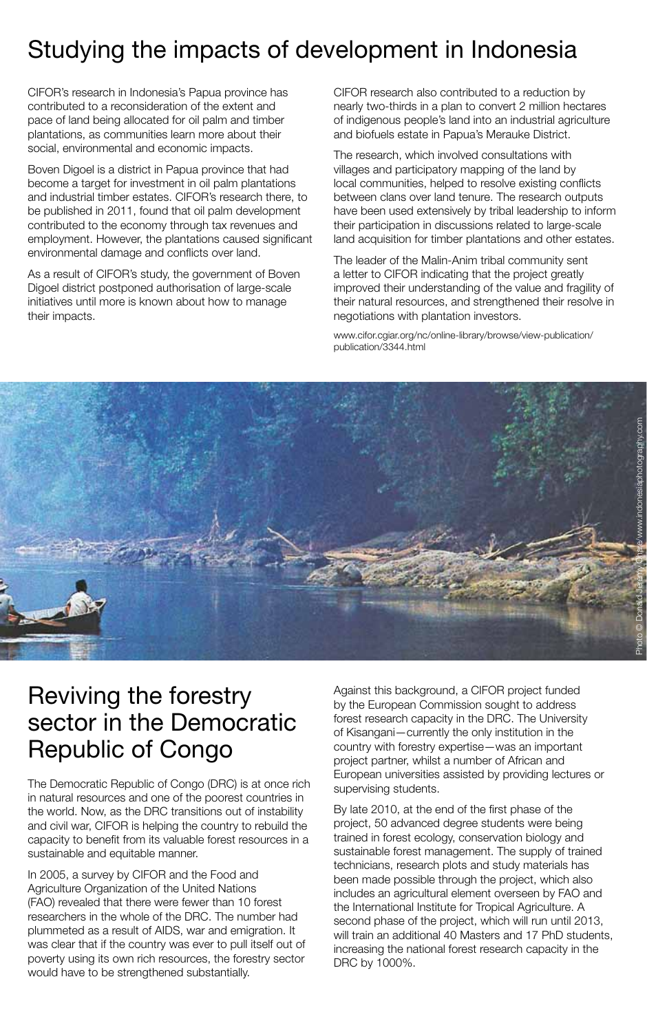# Studying the impacts of development in Indonesia

CIFOR's research in Indonesia's Papua province has contributed to a reconsideration of the extent and pace of land being allocated for oil palm and timber plantations, as communities learn more about their social, environmental and economic impacts.

Boven Digoel is a district in Papua province that had become a target for investment in oil palm plantations and industrial timber estates. CIFOR's research there, to be published in 2011, found that oil palm development contributed to the economy through tax revenues and employment. However, the plantations caused significant environmental damage and conflicts over land.

As a result of CIFOR's study, the government of Boven Digoel district postponed authorisation of large-scale initiatives until more is known about how to manage their impacts.

CIFOR research also contributed to a reduction by nearly two-thirds in a plan to convert 2 million hectares of indigenous people's land into an industrial agriculture and biofuels estate in Papua's Merauke District.

The research, which involved consultations with villages and participatory mapping of the land by local communities, helped to resolve existing conflicts between clans over land tenure. The research outputs have been used extensively by tribal leadership to inform their participation in discussions related to large-scale land acquisition for timber plantations and other estates.

The leader of the Malin-Anim tribal community sent a letter to CIFOR indicating that the project greatly improved their understanding of the value and fragility of their natural resources, and strengthened their resolve in negotiations with plantation investors.

www.cifor.cgiar.org/nc/online-library/browse/view-publication/publication/3344.html

Photo © Donald Jeremy Chase/www.indonesiaphotography.com

# Reviving the forestry sector in the Democratic Republic of Congo

The Democratic Republic of Congo (DRC) is at once rich in natural resources and one of the poorest countries in the world. Now, as the DRC transitions out of instability and civil war, CIFOR is helping the country to rebuild the capacity to benefit from its valuable forest resources in a sustainable and equitable manner.

In 2005, a survey by CIFOR and the Food and Agriculture Organization of the United Nations (FAO) revealed that there were fewer than 10 forest researchers in the whole of the DRC. The number had plummeted as a result of AIDS, war and emigration. It was clear that if the country was ever to pull itself out of poverty using its own rich resources, the forestry sector would have to be strengthened substantially.

Against this background, a CIFOR project funded by the European Commission sought to address forest research capacity in the DRC. The University of Kisangani—currently the only institution in the country with forestry expertise—was an important project partner, whilst a number of African and European universities assisted by providing lectures or supervising students.

By late 2010, at the end of the first phase of the project, 50 advanced degree students were being trained in forest ecology, conservation biology and sustainable forest management. The supply of trained technicians, research plots and study materials has been made possible through the project, which also includes an agricultural element overseen by FAO and the International Institute for Tropical Agriculture. A second phase of the project, which will run until 2013, will train an additional 40 Masters and 17 PhD students, increasing the national forest research capacity in the DRC by 1000%.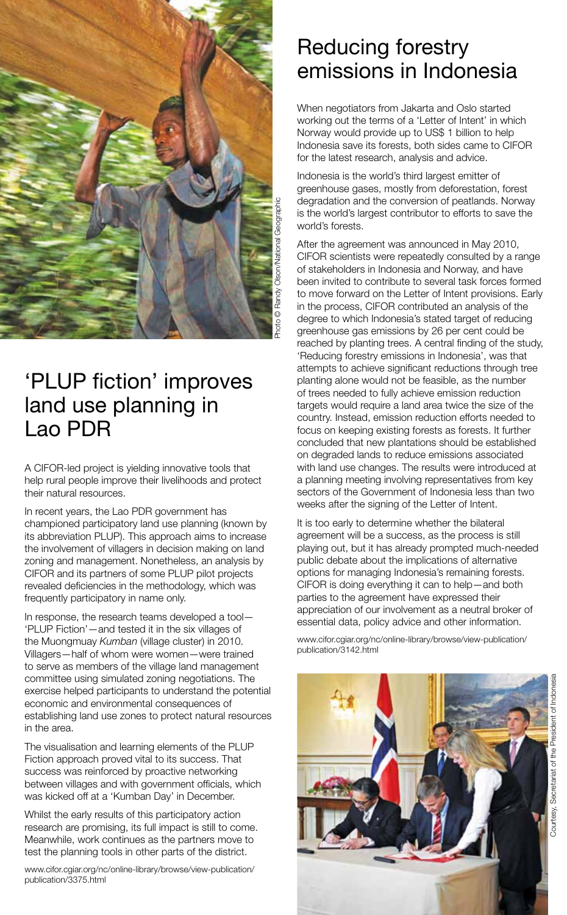Photo © Randy Olson/National Geographic

# 'PLUP fiction' improves land use planning in Lao PDR

A CIFOR-led project is yielding innovative tools that help rural people improve their livelihoods and protect their natural resources.

In recent years, the Lao PDR government has championed participatory land use planning (known by its abbreviation PLUP). This approach aims to increase the involvement of villagers in decision making on land zoning and management. Nonetheless, an analysis by CIFOR and its partners of some PLUP pilot projects revealed deficiencies in the methodology, which was frequently participatory in name only.

In response, the research teams developed a tool—'PLUP Fiction'—and tested it in the six villages of the Muongmuay *Kumban* (village cluster) in 2010. Villagers—half of whom were women—were trained to serve as members of the village land management committee using simulated zoning negotiations. The exercise helped participants to understand the potential economic and environmental consequences of establishing land use zones to protect natural resources in the area.

The visualisation and learning elements of the PLUP Fiction approach proved vital to its success. That success was reinforced by proactive networking between villages and with government officials, which was kicked off at a 'Kumban Day' in December.

Whilst the early results of this participatory action research are promising, its full impact is still to come. Meanwhile, work continues as the partners move to test the planning tools in other parts of the district.

www.cifor.cgiar.org/nc/online-library/browse/view-publication/publication/3375.html

# Reducing forestry emissions in Indonesia

When negotiators from Jakarta and Oslo started working out the terms of a 'Letter of Intent' in which Norway would provide up to US$ 1 billion to help Indonesia save its forests, both sides came to CIFOR for the latest research, analysis and advice.

Indonesia is the world's third largest emitter of greenhouse gases, mostly from deforestation, forest degradation and the conversion of peatlands. Norway is the world's largest contributor to efforts to save the world's forests.

After the agreement was announced in May 2010, CIFOR scientists were repeatedly consulted by a range of stakeholders in Indonesia and Norway, and have been invited to contribute to several task forces formed to move forward on the Letter of Intent provisions. Early in the process, CIFOR contributed an analysis of the degree to which Indonesia's stated target of reducing greenhouse gas emissions by 26 per cent could be reached by planting trees. A central finding of the study, 'Reducing forestry emissions in Indonesia', was that attempts to achieve significant reductions through tree planting alone would not be feasible, as the number of trees needed to fully achieve emission reduction targets would require a land area twice the size of the country. Instead, emission reduction efforts needed to focus on keeping existing forests as forests. It further concluded that new plantations should be established on degraded lands to reduce emissions associated with land use changes. The results were introduced at a planning meeting involving representatives from key sectors of the Government of Indonesia less than two weeks after the signing of the Letter of Intent.

It is too early to determine whether the bilateral agreement will be a success, as the process is still playing out, but it has already prompted much-needed public debate about the implications of alternative options for managing Indonesia's remaining forests. CIFOR is doing everything it can to help—and both parties to the agreement have expressed their appreciation of our involvement as a neutral broker of essential data, policy advice and other information.

www.cifor.cgiar.org/nc/online-library/browse/view-publication/publication/3142.html

Courtesy, Secretariat of the President of Indonesia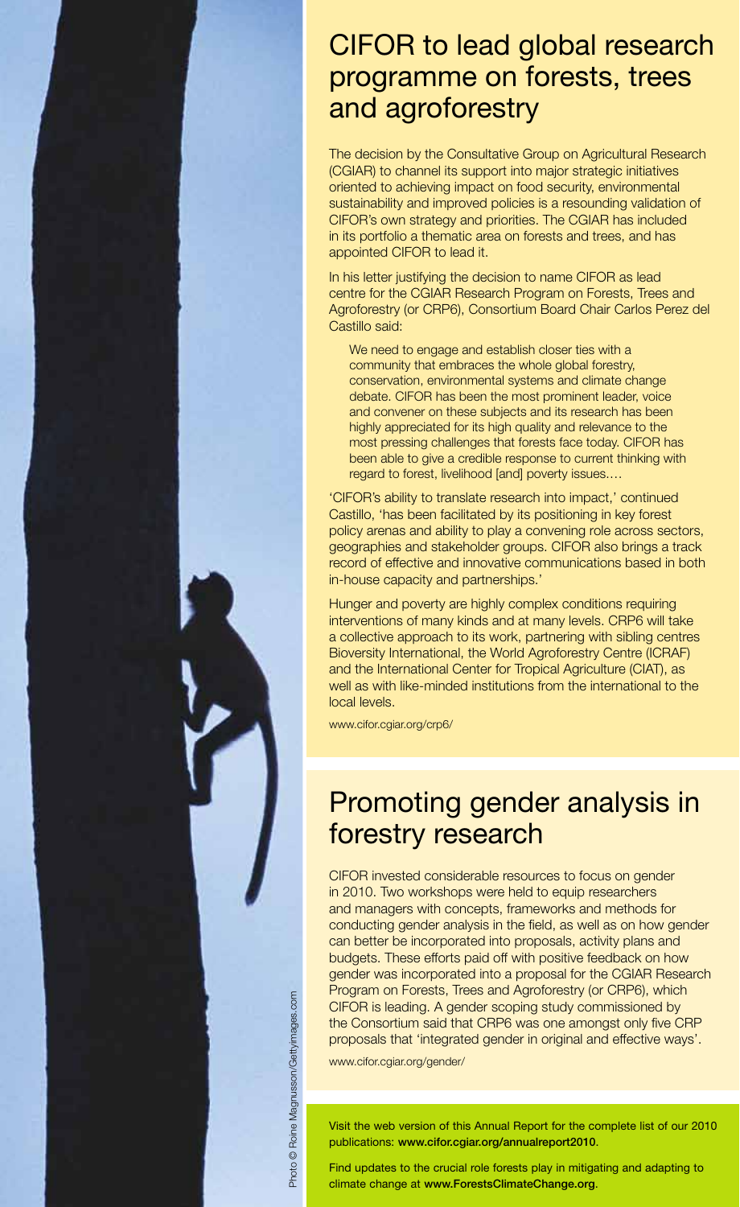## CIFOR to lead global research programme on forests, trees and agroforestry

The decision by the Consultative Group on Agricultural Research (CGIAR) to channel its support into major strategic initiatives oriented to achieving impact on food security, environmental sustainability and improved policies is a resounding validation of CIFOR's own strategy and priorities. The CGIAR has included in its portfolio a thematic area on forests and trees, and has appointed CIFOR to lead it.

In his letter justifying the decision to name CIFOR as lead centre for the CGIAR Research Program on Forests, Trees and Agroforestry (or CRP6), Consortium Board Chair Carlos Perez del Castillo said:

> We need to engage and establish closer ties with a community that embraces the whole global forestry, conservation, environmental systems and climate change debate. CIFOR has been the most prominent leader, voice and convener on these subjects and its research has been highly appreciated for its high quality and relevance to the most pressing challenges that forests face today. CIFOR has been able to give a credible response to current thinking with regard to forest, livelihood [and] poverty issues.…

'CIFOR's ability to translate research into impact,' continued Castillo, 'has been facilitated by its positioning in key forest policy arenas and ability to play a convening role across sectors, geographies and stakeholder groups. CIFOR also brings a track record of effective and innovative communications based in both in-house capacity and partnerships.'

Hunger and poverty are highly complex conditions requiring interventions of many kinds and at many levels. CRP6 will take a collective approach to its work, partnering with sibling centres Bioversity International, the World Agroforestry Centre (ICRAF) and the International Center for Tropical Agriculture (CIAT), as well as with like-minded institutions from the international to the local levels.

www.cifor.cgiar.org/crp6/

## Promoting gender analysis in forestry research

CIFOR invested considerable resources to focus on gender in 2010. Two workshops were held to equip researchers and managers with concepts, frameworks and methods for conducting gender analysis in the field, as well as on how gender can better be incorporated into proposals, activity plans and budgets. These efforts paid off with positive feedback on how gender was incorporated into a proposal for the CGIAR Research Program on Forests, Trees and Agroforestry (or CRP6), which CIFOR is leading. A gender scoping study commissioned by the Consortium said that CRP6 was one amongst only five CRP proposals that 'integrated gender in original and effective ways'.

www.cifor.cgiar.org/gender/

Visit the web version of this Annual Report for the complete list of our 2010 publications: **www.cifor.cgiar.org/annualreport2010**.

Find updates to the crucial role forests play in mitigating and adapting to climate change at **www.ForestsClimateChange.org**.

Photo © Roine Magnusson/Gettyimages.com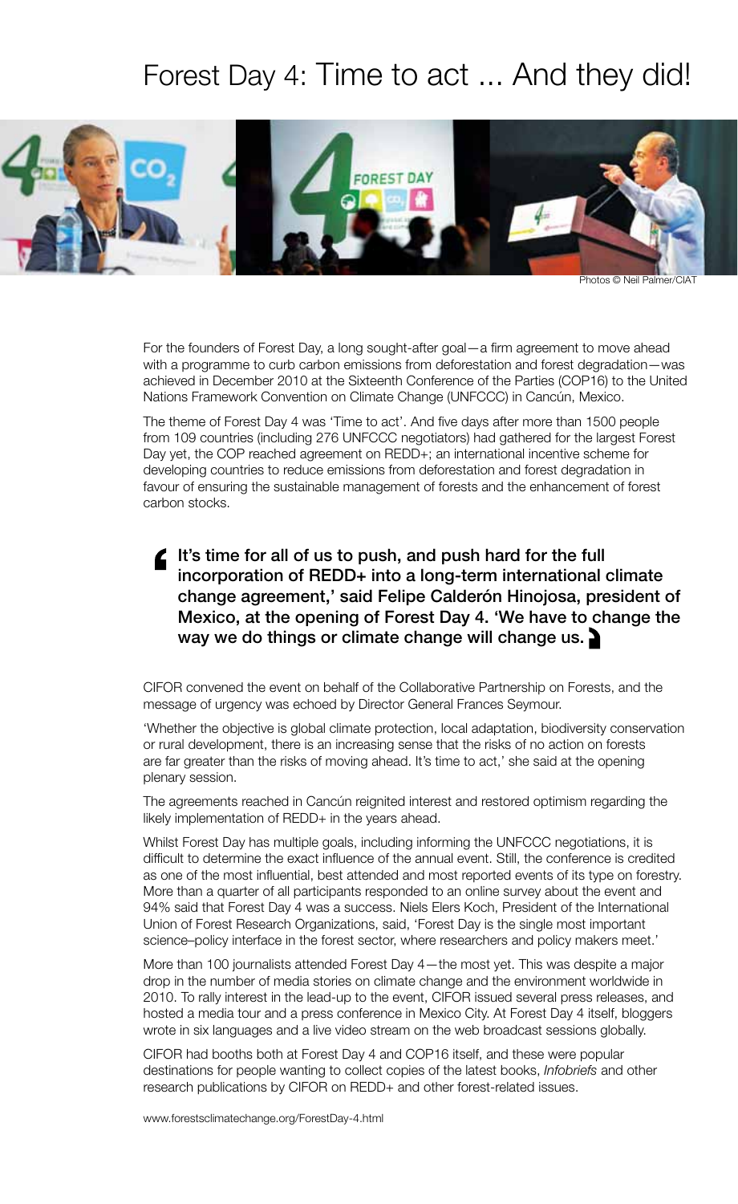# Forest Day 4: Time to act ... And they did!

Photos © Neil Palmer/CIAT

For the founders of Forest Day, a long sought-after goal—a firm agreement to move ahead with a programme to curb carbon emissions from deforestation and forest degradation—was achieved in December 2010 at the Sixteenth Conference of the Parties (COP16) to the United Nations Framework Convention on Climate Change (UNFCCC) in Cancún, Mexico.

The theme of Forest Day 4 was 'Time to act'. And five days after more than 1500 people from 109 countries (including 276 UNFCCC negotiators) had gathered for the largest Forest Day yet, the COP reached agreement on REDD+; an international incentive scheme for developing countries to reduce emissions from deforestation and forest degradation in favour of ensuring the sustainable management of forests and the enhancement of forest carbon stocks.

> **It's time for all of us to push, and push hard for the full incorporation of REDD+ into a long-term international climate change agreement,' said Felipe Calderón Hinojosa, president of Mexico, at the opening of Forest Day 4. 'We have to change the way we do things or climate change will change us.**

CIFOR convened the event on behalf of the Collaborative Partnership on Forests, and the message of urgency was echoed by Director General Frances Seymour.

'Whether the objective is global climate protection, local adaptation, biodiversity conservation or rural development, there is an increasing sense that the risks of no action on forests are far greater than the risks of moving ahead. It's time to act,' she said at the opening plenary session.

The agreements reached in Cancún reignited interest and restored optimism regarding the likely implementation of REDD+ in the years ahead.

Whilst Forest Day has multiple goals, including informing the UNFCCC negotiations, it is difficult to determine the exact influence of the annual event. Still, the conference is credited as one of the most influential, best attended and most reported events of its type on forestry. More than a quarter of all participants responded to an online survey about the event and 94% said that Forest Day 4 was a success. Niels Elers Koch, President of the International Union of Forest Research Organizations, said, 'Forest Day is the single most important science–policy interface in the forest sector, where researchers and policy makers meet.'

More than 100 journalists attended Forest Day 4—the most yet. This was despite a major drop in the number of media stories on climate change and the environment worldwide in 2010. To rally interest in the lead-up to the event, CIFOR issued several press releases, and hosted a media tour and a press conference in Mexico City. At Forest Day 4 itself, bloggers wrote in six languages and a live video stream on the web broadcast sessions globally.

CIFOR had booths both at Forest Day 4 and COP16 itself, and these were popular destinations for people wanting to collect copies of the latest books, *Infobriefs* and other research publications by CIFOR on REDD+ and other forest-related issues.

www.forestsclimatechange.org/ForestDay-4.html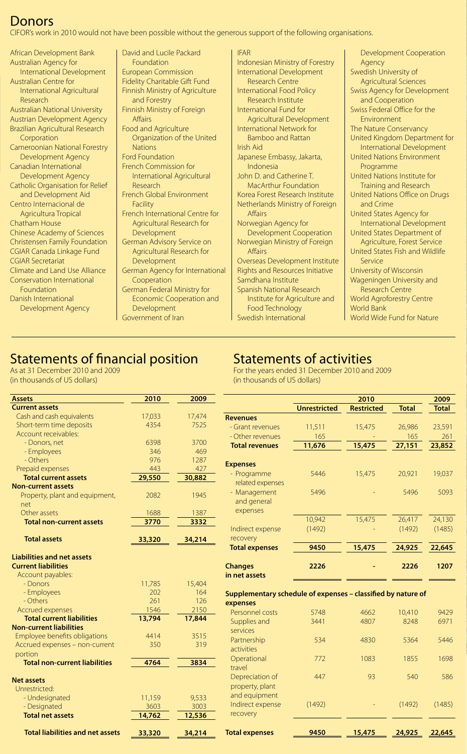# Donors

CIFOR's work in 2010 would not have been possible without the generous support of the following organisations.

- African Development Bank
- Australian Agency for International Development
- Australian Centre for International Agricultural Research
- Australian National University
- Austrian Development Agency
- Brazilian Agricultural Research Corporation
- Cameroonian National Forestry Development Agency
- Canadian International Development Agency
- Catholic Organisation for Relief and Development Aid
- Centro Internacional de Agricultura Tropical
- Chatham House
- Chinese Academy of Sciences
- Christensen Family Foundation
- CGIAR Canada Linkage Fund
- CGIAR Secretariat
- Climate and Land Use Alliance
- Conservation International Foundation
- Danish International Development Agency
- David and Lucile Packard Foundation
- European Commission
- Fidelity Charitable Gift Fund
- Finnish Ministry of Agriculture and Forestry
- Finnish Ministry of Foreign Affairs
- Food and Agriculture Organization of the United Nations
- Ford Foundation
- French Commission for International Agricultural Research
- French Global Environment Facility
- French International Centre for Agricultural Research for Development
- German Advisory Service on Agricultural Research for Development
- German Agency for International Cooperation
- German Federal Ministry for Economic Cooperation and Development
- Government of Iran
- IFAR
- Indonesian Ministry of Forestry
- International Development Research Centre
- International Food Policy Research Institute
- International Fund for Agricultural Development
- International Network for Bamboo and Rattan
- Irish Aid
- Japanese Embassy, Jakarta, Indonesia
- John D. and Catherine T. MacArthur Foundation
- Korea Forest Research Institute
- Netherlands Ministry of Foreign Affairs
- Norwegian Agency for Development Cooperation
- Norwegian Ministry of Foreign Affairs
- Overseas Development Institute
- Rights and Resources Initiative
- Samdhana Institute
- Spanish National Research Institute for Agriculture and Food Technology
- Swedish International Development Cooperation Agency
- Swedish University of Agricultural Sciences
- Swiss Agency for Development and Cooperation
- Swiss Federal Office for the Environment
- The Nature Conservancy
- United Kingdom Department for International Development
- United Nations Environment Programme
- United Nations Institute for Training and Research
- United Nations Office on Drugs and Crime
- United States Agency for International Development
- United States Department of Agriculture, Forest Service
- United States Fish and Wildlife Service
- University of Wisconsin
- Wageningen University and Research Centre
- World Agroforestry Centre
- World Bank
- World Wide Fund for Nature

## Statements of financial position

As at 31 December 2010 and 2009
(in thousands of US dollars)

| Assets | 2010 | 2009 |
|---|---|---|
| **Current assets** | | |
| Cash and cash equivalents | 17,033 | 17,474 |
| Short-term time deposits | 4354 | 7525 |
| Account receivables: | | |
| - Donors, net | 6398 | 3700 |
| - Employees | 346 | 469 |
| - Others | 976 | 1287 |
| Prepaid expenses | 443 | 427 |
| **Total current assets** | **29,550** | **30,882** |
| **Non-current assets** | | |
| Property, plant and equipment, net | 2082 | 1945 |
| Other assets | 1688 | 1387 |
| **Total non-current assets** | **3770** | **3332** |
| **Total assets** | **33,320** | **34,214** |
| **Liabilities and net assets** | | |
| **Current liabilities** | | |
| Account payables: | | |
| - Donors | 11,785 | 15,404 |
| - Employees | 202 | 164 |
| - Others | 261 | 126 |
| Accrued expenses | 1546 | 2150 |
| **Total current liabilities** | **13,794** | **17,844** |
| **Non-current liabilities** | | |
| Employee benefits obligations | 4414 | 3515 |
| Accrued expenses – non-current portion | 350 | 319 |
| **Total non-current liabilities** | **4764** | **3834** |
| **Net assets** | | |
| Unrestricted: | | |
| - Undesignated | 11,159 | 9,533 |
| - Designated | 3603 | 3003 |
| **Total net assets** | **14,762** | **12,536** |
| **Total liabilities and net assets** | **33,320** | **34,214** |

## Statements of activities

For the years ended 31 December 2010 and 2009
(in thousands of US dollars)

| | 2010 | | | 2009 |
|---|---|---|---|---|
| | **Unrestricted** | **Restricted** | **Total** | **Total** |
| **Revenues** | | | | |
| - Grant revenues | 11,511 | 15,475 | 26,986 | 23,591 |
| - Other revenues | 165 | - | 165 | 261 |
| **Total revenues** | **11,676** | **15,475** | **27,151** | **23,852** |
| **Expenses** | | | | |
| - Programme related expenses | 5446 | 15,475 | 20,921 | 19,037 |
| - Management and general expenses | 5496 | - | 5496 | 5093 |
| | 10,942 | 15,475 | 26,417 | 24,130 |
| Indirect expense recovery | (1492) | - | (1492) | (1485) |
| **Total expenses** | **9450** | **15,475** | **24,925** | **22,645** |
| **Changes in net assets** | **2226** | **-** | **2226** | **1207** |
| **Supplementary schedule of expenses – classified by nature of expenses** | | | | |
| Personnel costs | 5748 | 4662 | 10,410 | 9429 |
| Supplies and services | 3441 | 4807 | 8248 | 6971 |
| Partnership activities | 534 | 4830 | 5364 | 5446 |
| Operational travel | 772 | 1083 | 1855 | 1698 |
| Depreciation of property, plant and equipment | 447 | 93 | 540 | 586 |
| Indirect expense recovery | (1492) | - | (1492) | (1485) |
| **Total expenses** | **9450** | **15,475** | **24,925** | **22,645** |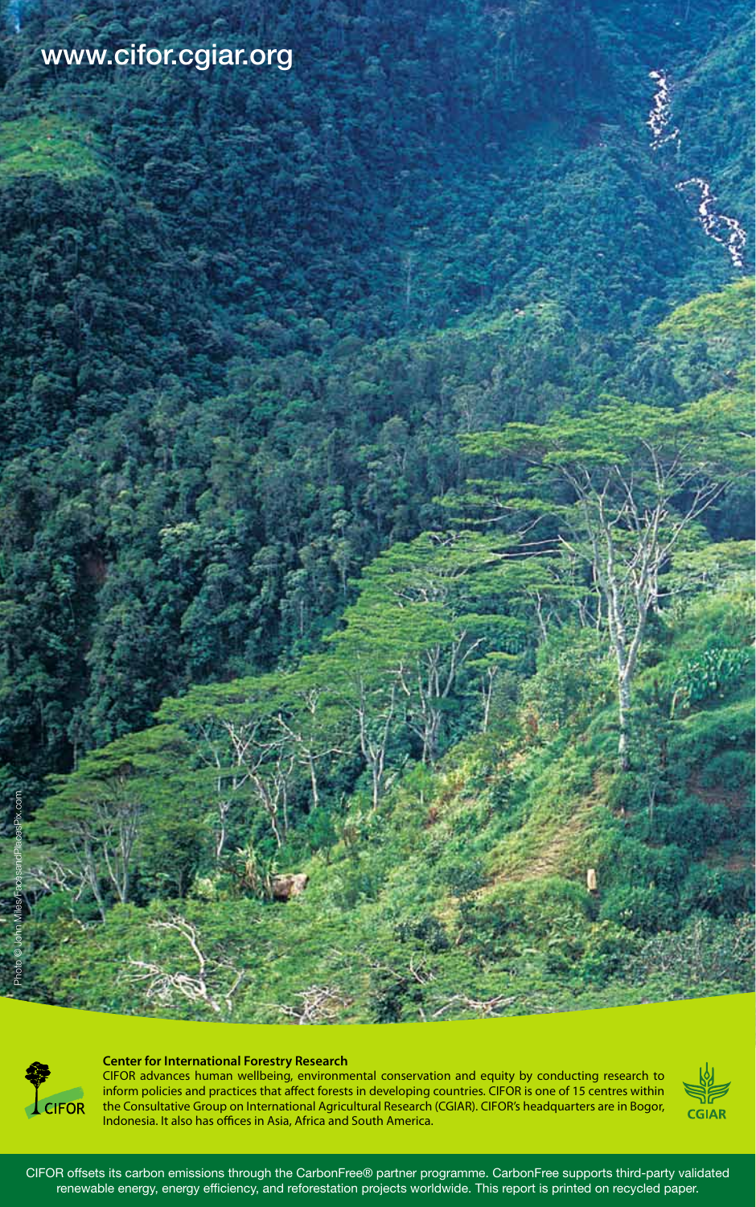www.cifor.cgiar.org

Photo © John Miles/FacesandPlacesPix.com

**Center for International Forestry Research**

CIFOR advances human wellbeing, environmental conservation and equity by conducting research to inform policies and practices that affect forests in developing countries. CIFOR is one of 15 centres within the Consultative Group on International Agricultural Research (CGIAR). CIFOR's headquarters are in Bogor, Indonesia. It also has offices in Asia, Africa and South America.

CIFOR offsets its carbon emissions through the CarbonFree® partner programme. CarbonFree supports third-party validated renewable energy, energy efficiency, and reforestation projects worldwide. This report is printed on recycled paper.